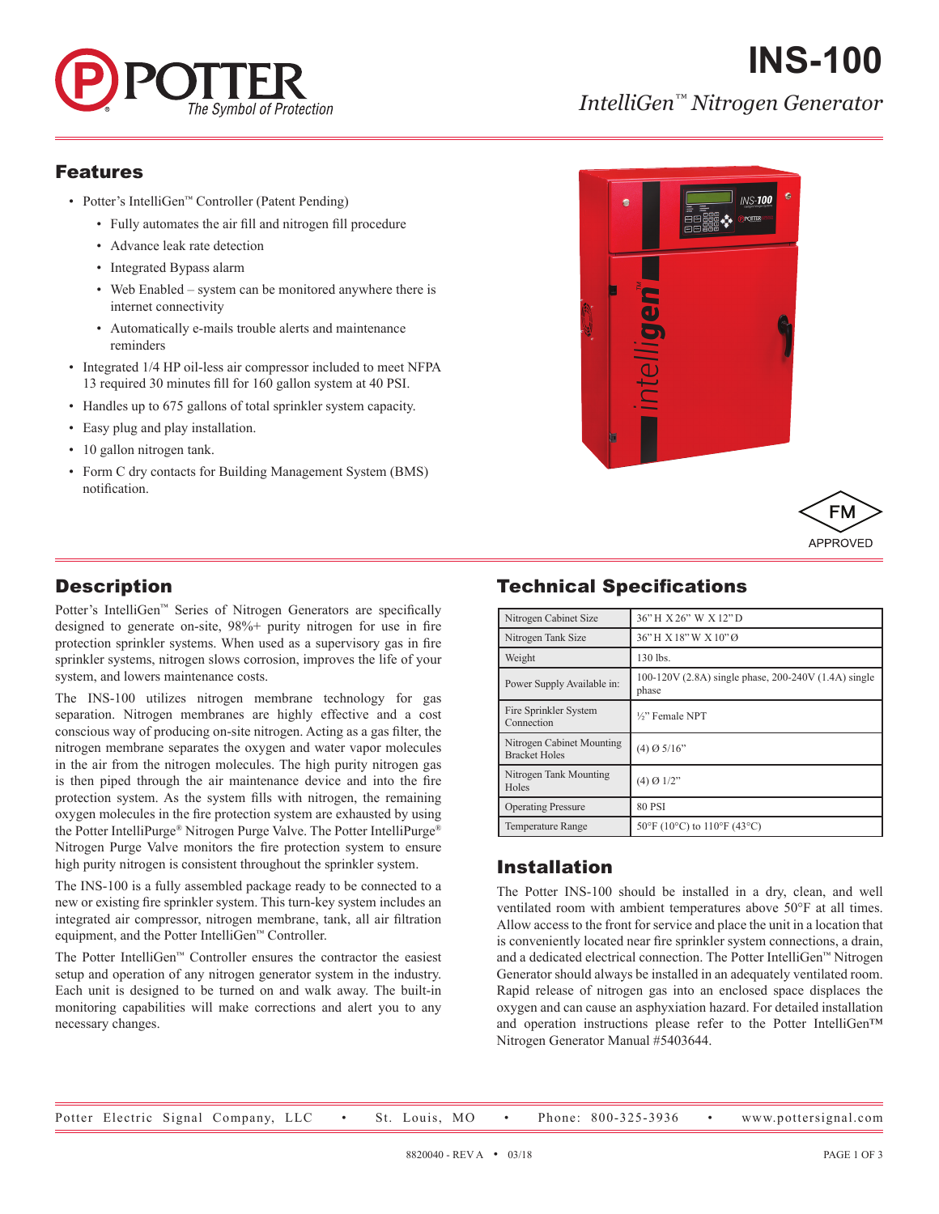# INS-100

*IntelliGen™ Nitrogen Generator*

## Features

- Potter's IntelliGen™ Controller (Patent Pending)
  - Fully automates the air fill and nitrogen fill procedure
  - Advance leak rate detection
  - Integrated Bypass alarm
  - Web Enabled – system can be monitored anywhere there is internet connectivity
  - Automatically e-mails trouble alerts and maintenance reminders
- Integrated 1/4 HP oil-less air compressor included to meet NFPA 13 required 30 minutes fill for 160 gallon system at 40 PSI.
- Handles up to 675 gallons of total sprinkler system capacity.
- Easy plug and play installation.
- 10 gallon nitrogen tank.
- Form C dry contacts for Building Management System (BMS) notification.

FM APPROVED

## Description

Potter's IntelliGen™ Series of Nitrogen Generators are specifically designed to generate on-site, 98%+ purity nitrogen for use in fire protection sprinkler systems. When used as a supervisory gas in fire sprinkler systems, nitrogen slows corrosion, improves the life of your system, and lowers maintenance costs.

The INS-100 utilizes nitrogen membrane technology for gas separation. Nitrogen membranes are highly effective and a cost conscious way of producing on-site nitrogen. Acting as a gas filter, the nitrogen membrane separates the oxygen and water vapor molecules in the air from the nitrogen molecules. The high purity nitrogen gas is then piped through the air maintenance device and into the fire protection system. As the system fills with nitrogen, the remaining oxygen molecules in the fire protection system are exhausted by using the Potter IntelliPurge® Nitrogen Purge Valve. The Potter IntelliPurge® Nitrogen Purge Valve monitors the fire protection system to ensure high purity nitrogen is consistent throughout the sprinkler system.

The INS-100 is a fully assembled package ready to be connected to a new or existing fire sprinkler system. This turn-key system includes an integrated air compressor, nitrogen membrane, tank, all air filtration equipment, and the Potter IntelliGen™ Controller.

The Potter IntelliGen™ Controller ensures the contractor the easiest setup and operation of any nitrogen generator system in the industry. Each unit is designed to be turned on and walk away. The built-in monitoring capabilities will make corrections and alert you to any necessary changes.

## Technical Specifications

| | |
|---|---|
| Nitrogen Cabinet Size | 36" H X 26" W X 12" D |
| Nitrogen Tank Size | 36" H X 18" W X 10" Ø |
| Weight | 130 lbs. |
| Power Supply Available in: | 100-120V (2.8A) single phase, 200-240V (1.4A) single phase |
| Fire Sprinkler System Connection | ½" Female NPT |
| Nitrogen Cabinet Mounting Bracket Holes | (4) Ø 5/16" |
| Nitrogen Tank Mounting Holes | (4) Ø 1/2" |
| Operating Pressure | 80 PSI |
| Temperature Range | 50°F (10°C) to 110°F (43°C) |

## Installation

The Potter INS-100 should be installed in a dry, clean, and well ventilated room with ambient temperatures above 50°F at all times. Allow access to the front for service and place the unit in a location that is conveniently located near fire sprinkler system connections, a drain, and a dedicated electrical connection. The Potter IntelliGen™ Nitrogen Generator should always be installed in an adequately ventilated room. Rapid release of nitrogen gas into an enclosed space displaces the oxygen and can cause an asphyxiation hazard. For detailed installation and operation instructions please refer to the Potter IntelliGen™ Nitrogen Generator Manual #5403644.

Potter Electric Signal Company, LLC • St. Louis, MO • Phone: 800-325-3936 • www.pottersignal.com

8820040 - REV A • 03/18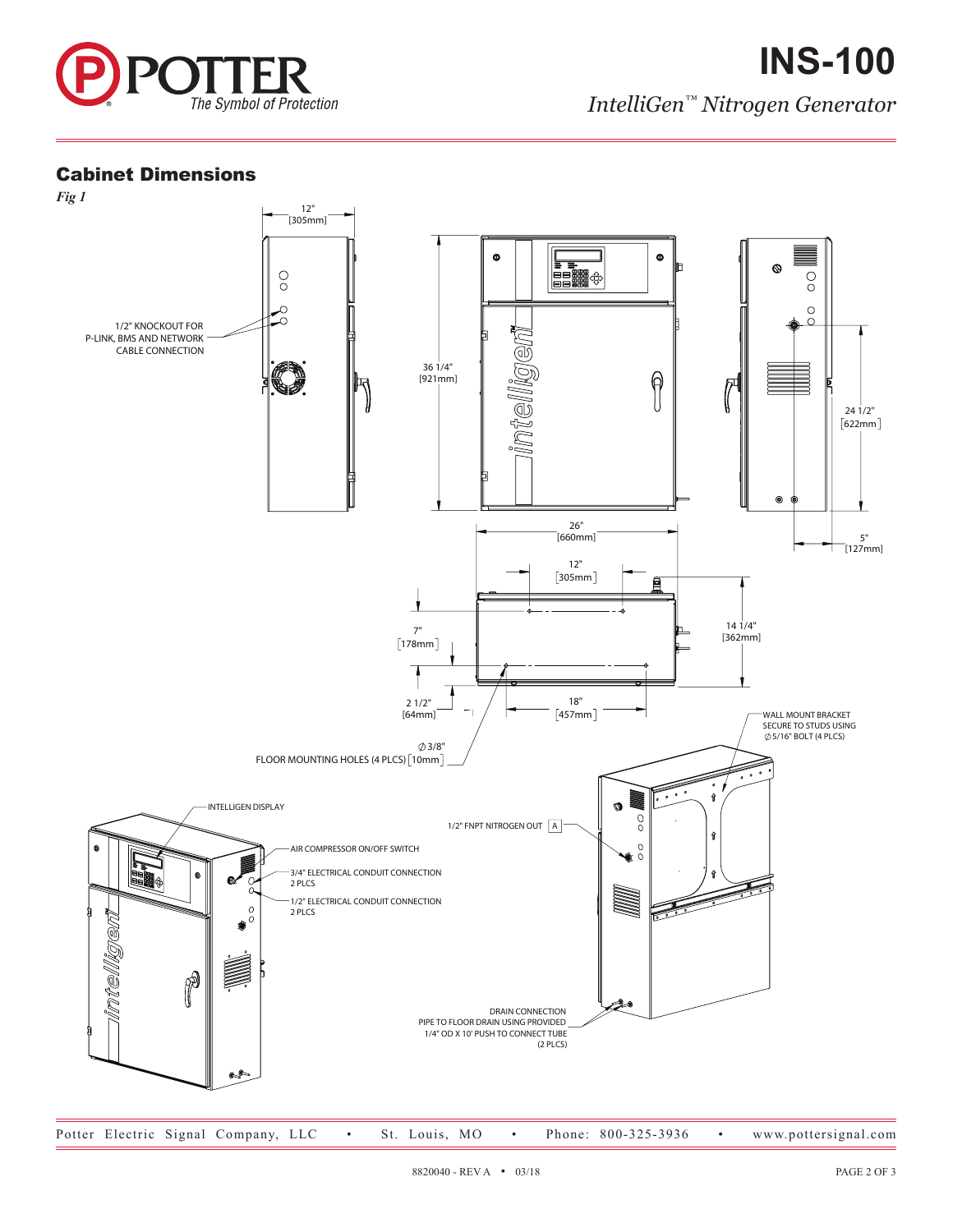# INS-100

*IntelliGen™ Nitrogen Generator*

## Cabinet Dimensions

*Fig 1*

12" [305mm]

1/2" KNOCKOUT FOR P-LINK, BMS AND NETWORK CABLE CONNECTION

36 1/4" [921mm]

24 1/2" [622mm]

5" [127mm]

26" [660mm]

12" [305mm]

7" [178mm]

14 1/4" [362mm]

2 1/2" [64mm]

18" [457mm]

WALL MOUNT BRACKET SECURE TO STUDS USING ∅5/16" BOLT (4 PLCS)

∅3/8" FLOOR MOUNTING HOLES (4 PLCS) [10mm]

INTELLIGEN DISPLAY

1/2" FNPT NITROGEN OUT A

AIR COMPRESSOR ON/OFF SWITCH

3/4" ELECTRICAL CONDUIT CONNECTION 2 PLCS

1/2" ELECTRICAL CONDUIT CONNECTION 2 PLCS

DRAIN CONNECTION PIPE TO FLOOR DRAIN USING PROVIDED 1/4" OD X 10' PUSH TO CONNECT TUBE (2 PLCS)

Potter Electric Signal Company, LLC • St. Louis, MO • Phone: 800-325-3936 • www.pottersignal.com

8820040 - REV A • 03/18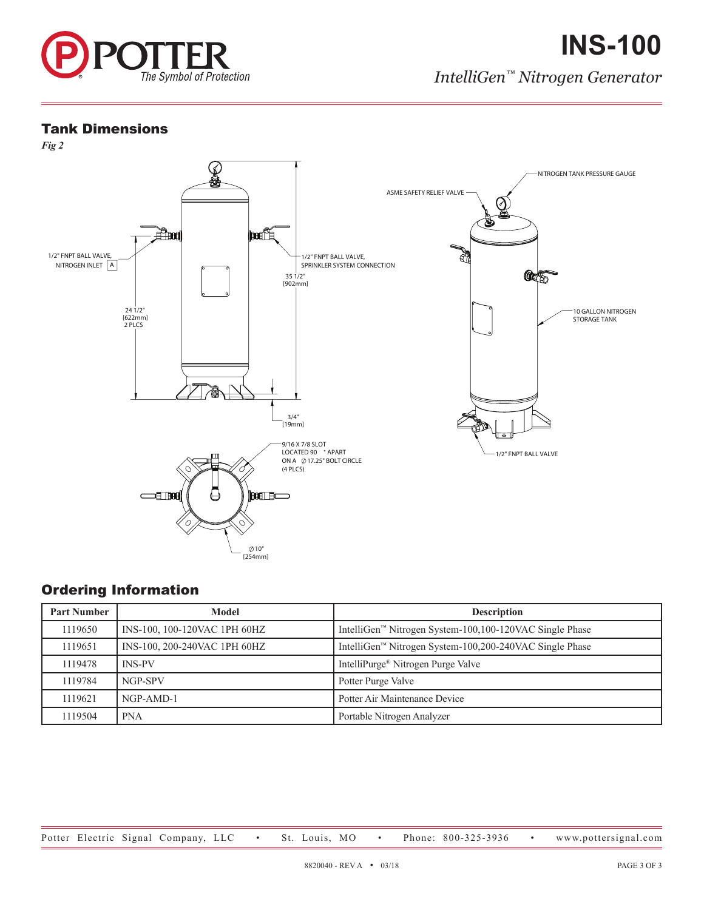## Tank Dimensions

*Fig 2*

1/2" FNPT BALL VALVE, NITROGEN INLET A

1/2" FNPT BALL VALVE, SPRINKLER SYSTEM CONNECTION

35 1/2" [902mm]

24 1/2" [622mm] 2 PLCS

3/4" [19mm]

9/16 X 7/8 SLOT LOCATED 90° APART ON A ∅17.25" BOLT CIRCLE (4 PLCS)

∅10" [254mm]

NITROGEN TANK PRESSURE GAUGE

ASME SAFETY RELIEF VALVE

10 GALLON NITROGEN STORAGE TANK

1/2" FNPT BALL VALVE

## Ordering Information

| Part Number | Model | Description |
|---|---|---|
| 1119650 | INS-100, 100-120VAC 1PH 60HZ | IntelliGen™ Nitrogen System-100,100-120VAC Single Phase |
| 1119651 | INS-100, 200-240VAC 1PH 60HZ | IntelliGen™ Nitrogen System-100,200-240VAC Single Phase |
| 1119478 | INS-PV | IntelliPurge® Nitrogen Purge Valve |
| 1119784 | NGP-SPV | Potter Purge Valve |
| 1119621 | NGP-AMD-1 | Potter Air Maintenance Device |
| 1119504 | PNA | Portable Nitrogen Analyzer |

Potter Electric Signal Company, LLC • St. Louis, MO • Phone: 800-325-3936 • www.pottersignal.com

8820040 - REV A • 03/18